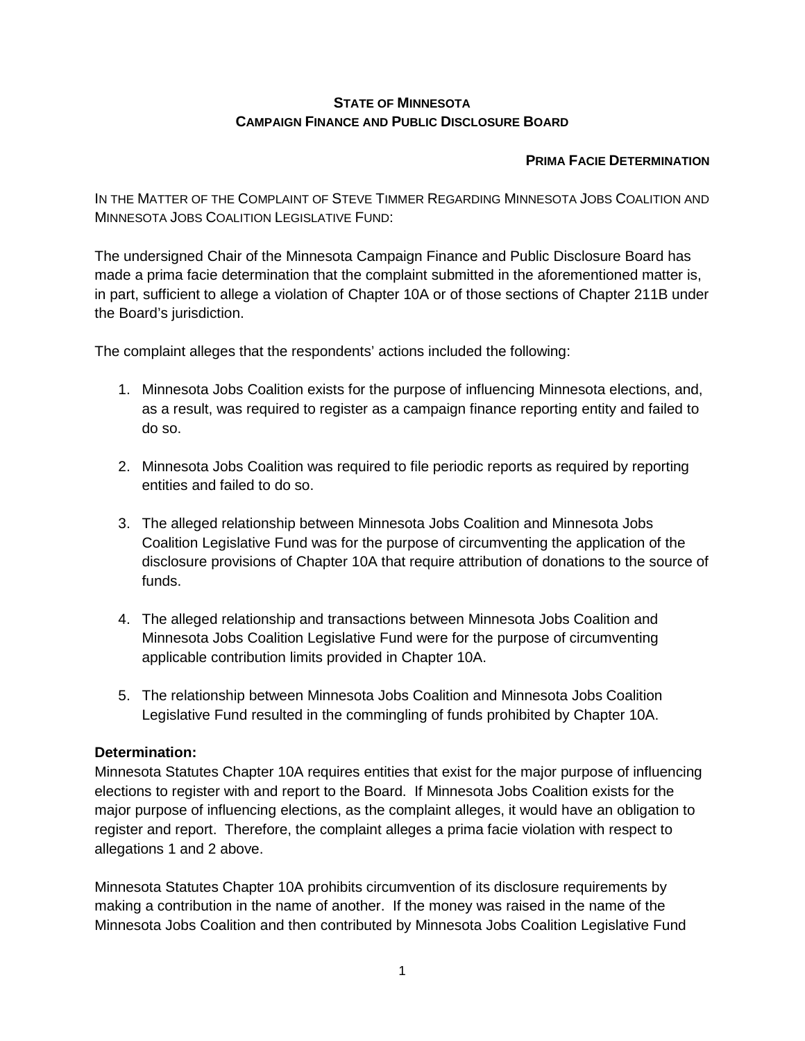**STATE OF MINNESOTA**
**CAMPAIGN FINANCE AND PUBLIC DISCLOSURE BOARD**

**PRIMA FACIE DETERMINATION**

IN THE MATTER OF THE COMPLAINT OF STEVE TIMMER REGARDING MINNESOTA JOBS COALITION AND MINNESOTA JOBS COALITION LEGISLATIVE FUND:

The undersigned Chair of the Minnesota Campaign Finance and Public Disclosure Board has made a prima facie determination that the complaint submitted in the aforementioned matter is, in part, sufficient to allege a violation of Chapter 10A or of those sections of Chapter 211B under the Board's jurisdiction.

The complaint alleges that the respondents' actions included the following:

1. Minnesota Jobs Coalition exists for the purpose of influencing Minnesota elections, and, as a result, was required to register as a campaign finance reporting entity and failed to do so.

2. Minnesota Jobs Coalition was required to file periodic reports as required by reporting entities and failed to do so.

3. The alleged relationship between Minnesota Jobs Coalition and Minnesota Jobs Coalition Legislative Fund was for the purpose of circumventing the application of the disclosure provisions of Chapter 10A that require attribution of donations to the source of funds.

4. The alleged relationship and transactions between Minnesota Jobs Coalition and Minnesota Jobs Coalition Legislative Fund were for the purpose of circumventing applicable contribution limits provided in Chapter 10A.

5. The relationship between Minnesota Jobs Coalition and Minnesota Jobs Coalition Legislative Fund resulted in the commingling of funds prohibited by Chapter 10A.

**Determination:**

Minnesota Statutes Chapter 10A requires entities that exist for the major purpose of influencing elections to register with and report to the Board. If Minnesota Jobs Coalition exists for the major purpose of influencing elections, as the complaint alleges, it would have an obligation to register and report. Therefore, the complaint alleges a prima facie violation with respect to allegations 1 and 2 above.

Minnesota Statutes Chapter 10A prohibits circumvention of its disclosure requirements by making a contribution in the name of another. If the money was raised in the name of the Minnesota Jobs Coalition and then contributed by Minnesota Jobs Coalition Legislative Fund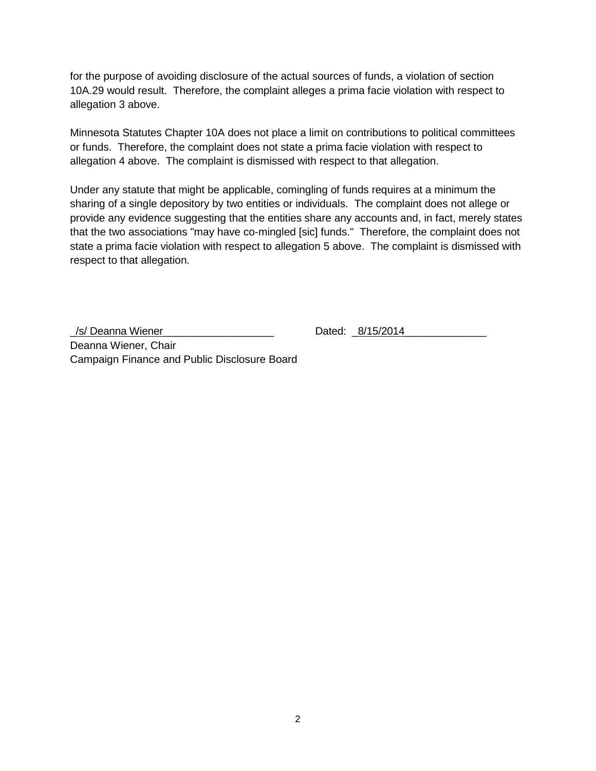for the purpose of avoiding disclosure of the actual sources of funds, a violation of section 10A.29 would result. Therefore, the complaint alleges a prima facie violation with respect to allegation 3 above.

Minnesota Statutes Chapter 10A does not place a limit on contributions to political committees or funds. Therefore, the complaint does not state a prima facie violation with respect to allegation 4 above. The complaint is dismissed with respect to that allegation.

Under any statute that might be applicable, comingling of funds requires at a minimum the sharing of a single depository by two entities or individuals. The complaint does not allege or provide any evidence suggesting that the entities share any accounts and, in fact, merely states that the two associations "may have co-mingled [sic] funds." Therefore, the complaint does not state a prima facie violation with respect to allegation 5 above. The complaint is dismissed with respect to that allegation.

_/s/ Deanna Wiener___________________ Dated: _8/15/2014______________

Deanna Wiener, Chair
Campaign Finance and Public Disclosure Board